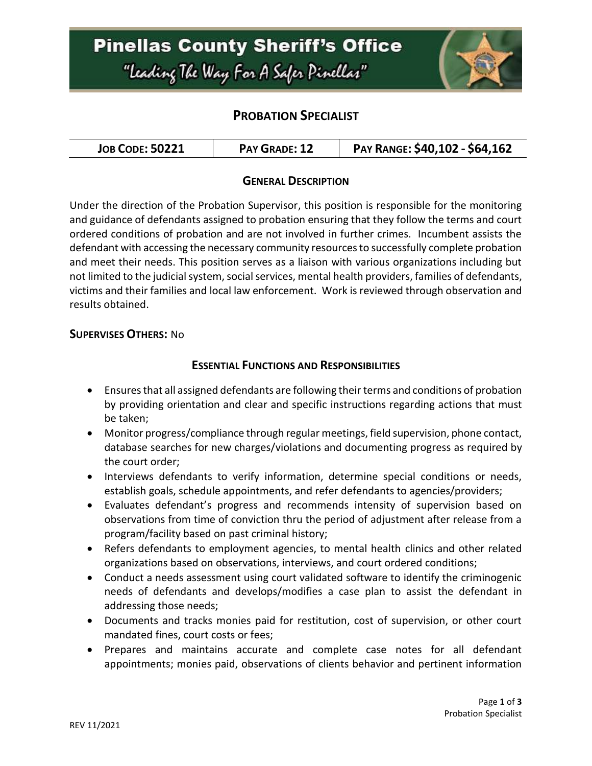# Pinellas County Sheriff's Office

"Leading The Way For A Safer Pinellas"

## PROBATION SPECIALIST

| JOB CODE: 50221 | PAY GRADE: 12 | PAY RANGE: $40,102 - $64,162 |
|---|---|---|

### GENERAL DESCRIPTION

Under the direction of the Probation Supervisor, this position is responsible for the monitoring and guidance of defendants assigned to probation ensuring that they follow the terms and court ordered conditions of probation and are not involved in further crimes. Incumbent assists the defendant with accessing the necessary community resources to successfully complete probation and meet their needs. This position serves as a liaison with various organizations including but not limited to the judicial system, social services, mental health providers, families of defendants, victims and their families and local law enforcement. Work is reviewed through observation and results obtained.

**SUPERVISES OTHERS:** No

### ESSENTIAL FUNCTIONS AND RESPONSIBILITIES

- Ensures that all assigned defendants are following their terms and conditions of probation by providing orientation and clear and specific instructions regarding actions that must be taken;
- Monitor progress/compliance through regular meetings, field supervision, phone contact, database searches for new charges/violations and documenting progress as required by the court order;
- Interviews defendants to verify information, determine special conditions or needs, establish goals, schedule appointments, and refer defendants to agencies/providers;
- Evaluates defendant's progress and recommends intensity of supervision based on observations from time of conviction thru the period of adjustment after release from a program/facility based on past criminal history;
- Refers defendants to employment agencies, to mental health clinics and other related organizations based on observations, interviews, and court ordered conditions;
- Conduct a needs assessment using court validated software to identify the criminogenic needs of defendants and develops/modifies a case plan to assist the defendant in addressing those needs;
- Documents and tracks monies paid for restitution, cost of supervision, or other court mandated fines, court costs or fees;
- Prepares and maintains accurate and complete case notes for all defendant appointments; monies paid, observations of clients behavior and pertinent information

REV 11/2021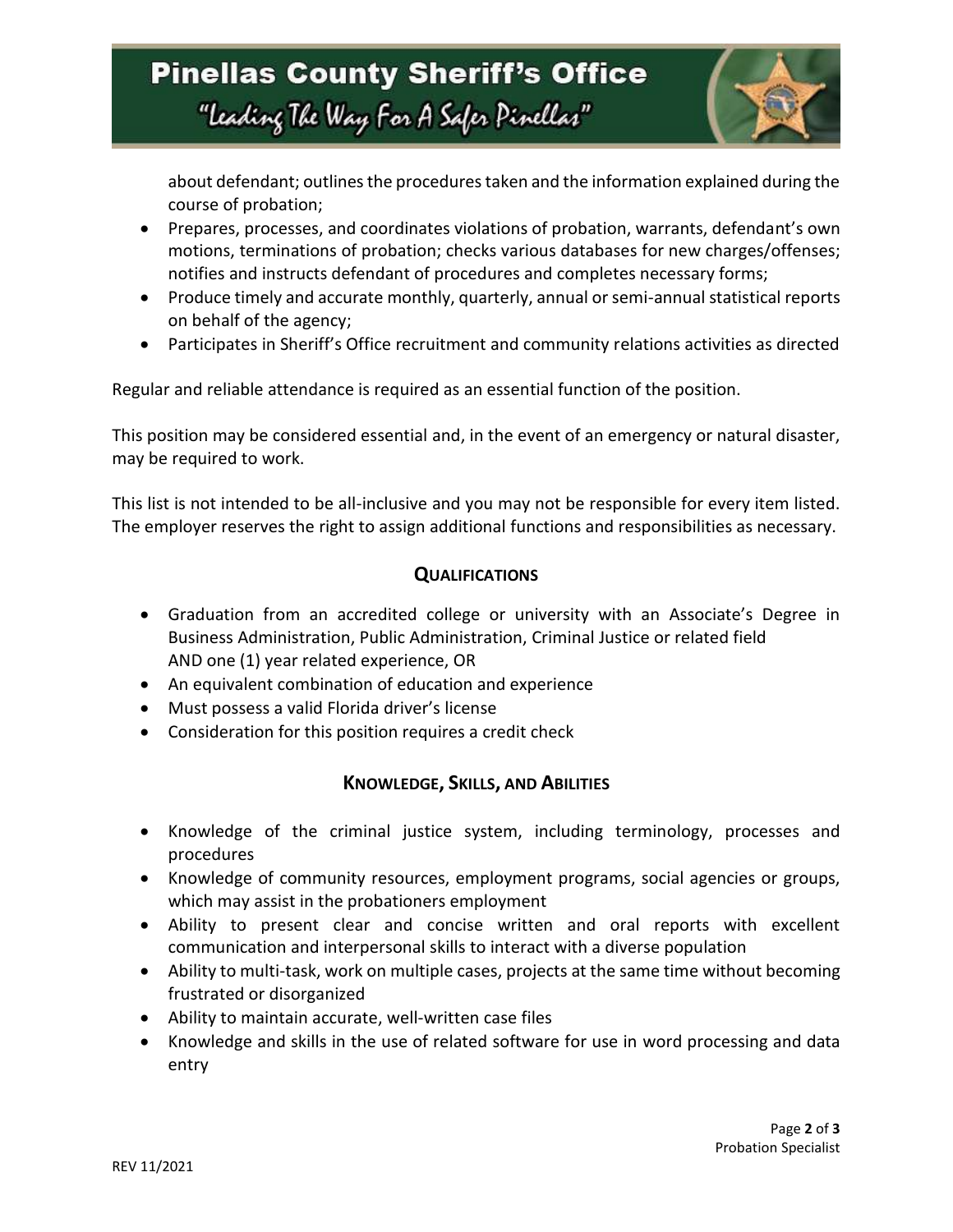about defendant; outlines the procedures taken and the information explained during the course of probation;

- Prepares, processes, and coordinates violations of probation, warrants, defendant's own motions, terminations of probation; checks various databases for new charges/offenses; notifies and instructs defendant of procedures and completes necessary forms;
- Produce timely and accurate monthly, quarterly, annual or semi-annual statistical reports on behalf of the agency;
- Participates in Sheriff's Office recruitment and community relations activities as directed

Regular and reliable attendance is required as an essential function of the position.

This position may be considered essential and, in the event of an emergency or natural disaster, may be required to work.

This list is not intended to be all-inclusive and you may not be responsible for every item listed. The employer reserves the right to assign additional functions and responsibilities as necessary.

## QUALIFICATIONS

- Graduation from an accredited college or university with an Associate's Degree in Business Administration, Public Administration, Criminal Justice or related field AND one (1) year related experience, OR
- An equivalent combination of education and experience
- Must possess a valid Florida driver's license
- Consideration for this position requires a credit check

## KNOWLEDGE, SKILLS, AND ABILITIES

- Knowledge of the criminal justice system, including terminology, processes and procedures
- Knowledge of community resources, employment programs, social agencies or groups, which may assist in the probationers employment
- Ability to present clear and concise written and oral reports with excellent communication and interpersonal skills to interact with a diverse population
- Ability to multi-task, work on multiple cases, projects at the same time without becoming frustrated or disorganized
- Ability to maintain accurate, well-written case files
- Knowledge and skills in the use of related software for use in word processing and data entry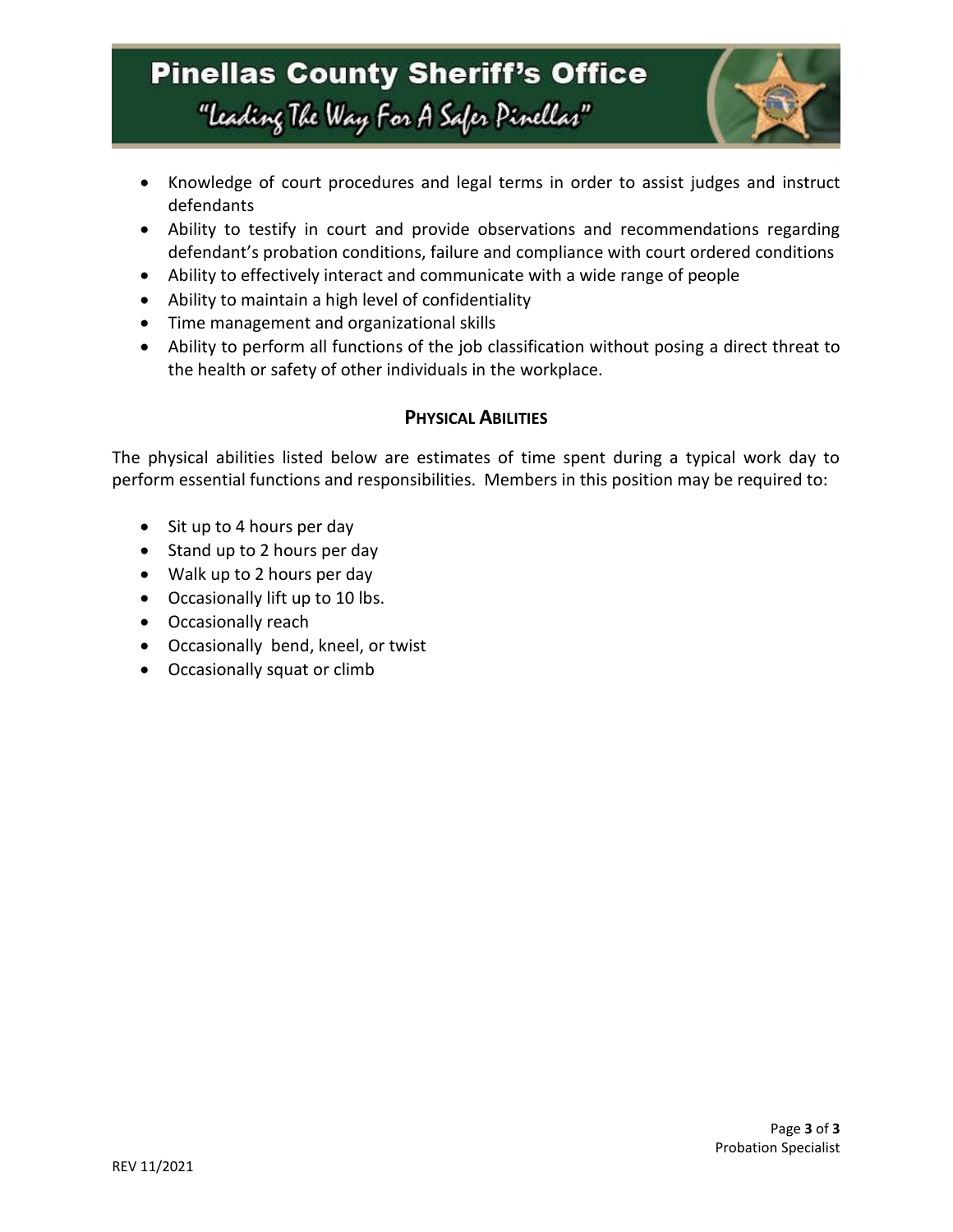- Knowledge of court procedures and legal terms in order to assist judges and instruct defendants
- Ability to testify in court and provide observations and recommendations regarding defendant's probation conditions, failure and compliance with court ordered conditions
- Ability to effectively interact and communicate with a wide range of people
- Ability to maintain a high level of confidentiality
- Time management and organizational skills
- Ability to perform all functions of the job classification without posing a direct threat to the health or safety of other individuals in the workplace.

## PHYSICAL ABILITIES

The physical abilities listed below are estimates of time spent during a typical work day to perform essential functions and responsibilities. Members in this position may be required to:

- Sit up to 4 hours per day
- Stand up to 2 hours per day
- Walk up to 2 hours per day
- Occasionally lift up to 10 lbs.
- Occasionally reach
- Occasionally bend, kneel, or twist
- Occasionally squat or climb

REV 11/2021